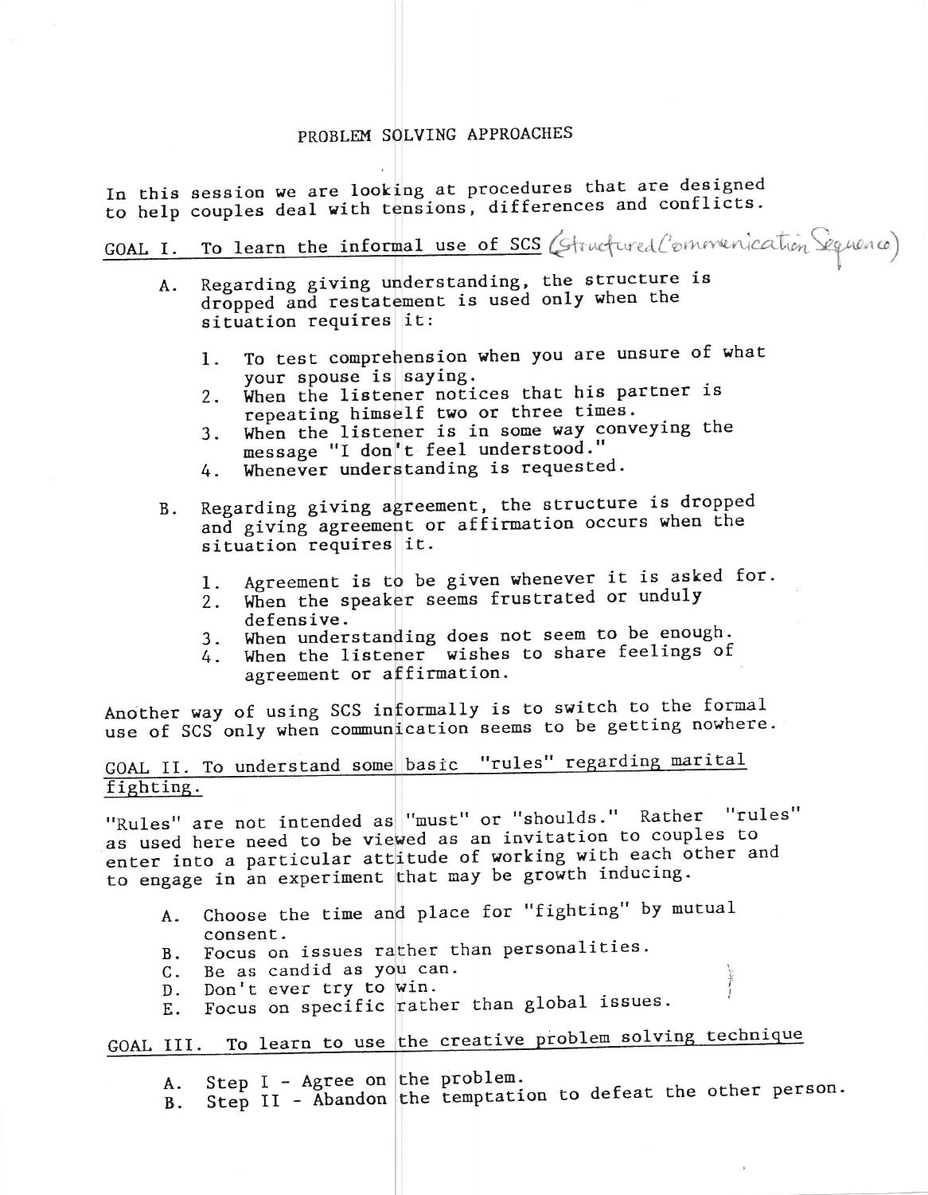# PROBLEM SOLVING APPROACHES

In this session we are looking at procedures that are designed to help couples deal with tensions, differences and conflicts.

## GOAL I. To learn the informal use of SCS (Structured Communication Sequence)

A. Regarding giving understanding, the structure is dropped and restatement is used only when the situation requires it:

1. To test comprehension when you are unsure of what your spouse is saying.
2. When the listener notices that his partner is repeating himself two or three times.
3. When the listener is in some way conveying the message "I don't feel understood."
4. Whenever understanding is requested.

B. Regarding giving agreement, the structure is dropped and giving agreement or affirmation occurs when the situation requires it.

1. Agreement is to be given whenever it is asked for.
2. When the speaker seems frustrated or unduly defensive.
3. When understanding does not seem to be enough.
4. When the listener wishes to share feelings of agreement or affirmation.

Another way of using SCS informally is to switch to the formal use of SCS only when communication seems to be getting nowhere.

## GOAL II. To understand some basic "rules" regarding marital fighting.

"Rules" are not intended as "must" or "shoulds." Rather "rules" as used here need to be viewed as an invitation to couples to enter into a particular attitude of working with each other and to engage in an experiment that may be growth inducing.

A. Choose the time and place for "fighting" by mutual consent.
B. Focus on issues rather than personalities.
C. Be as candid as you can.
D. Don't ever try to win.
E. Focus on specific rather than global issues.

## GOAL III. To learn to use the creative problem solving technique

A. Step I - Agree on the problem.
B. Step II - Abandon the temptation to defeat the other person.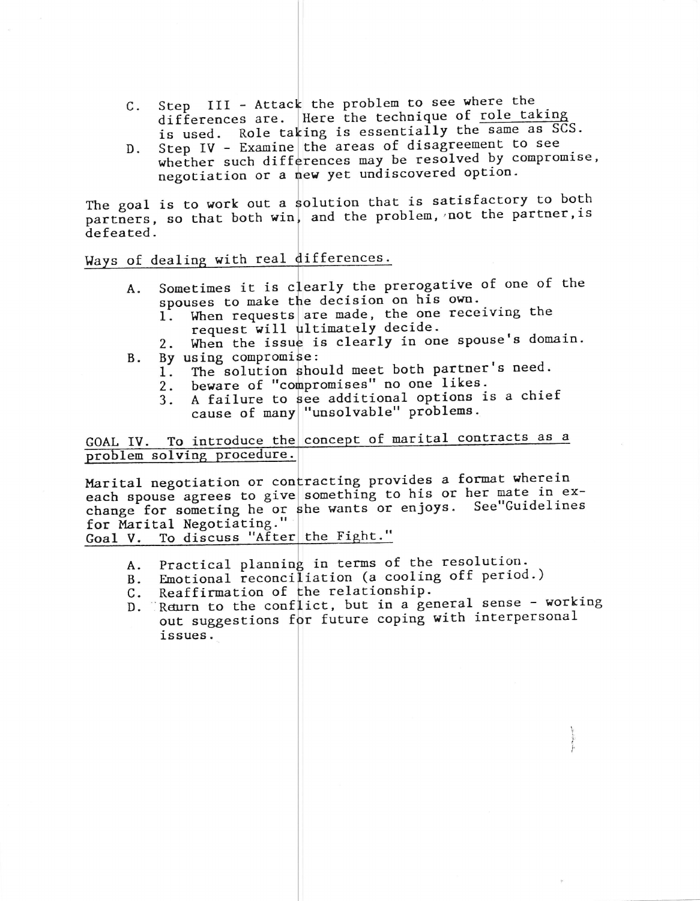C. Step III - Attack the problem to see where the differences are. Here the technique of <u>role taking</u> is used. Role taking is essentially the same as SCS.

D. Step IV - Examine the areas of disagreement to see whether such differences may be resolved by compromise, negotiation or a new yet undiscovered option.

The goal is to work out a solution that is satisfactory to both partners, so that both win, and the problem, not the partner, is defeated.

<u>Ways of dealing with real differences.</u>

A. Sometimes it is clearly the prerogative of one of the spouses to make the decision on his own.
   1. When requests are made, the one receiving the request will ultimately decide.
   2. When the issue is clearly in one spouse's domain.

B. By using compromise:
   1. The solution should meet both partner's need.
   2. beware of "compromises" no one likes.
   3. A failure to see additional options is a chief cause of many "unsolvable" problems.

<u>GOAL IV. To introduce the concept of marital contracts as a problem solving procedure.</u>

Marital negotiation or contracting provides a format wherein each spouse agrees to give something to his or her mate in exchange for someting he or she wants or enjoys. See"Guidelines for Marital Negotiating."

<u>Goal V. To discuss "After the Fight."</u>

A. Practical planning in terms of the resolution.

B. Emotional reconciliation (a cooling off period.)

C. Reaffirmation of the relationship.

D. Return to the conflict, but in a general sense - working out suggestions for future coping with interpersonal issues.